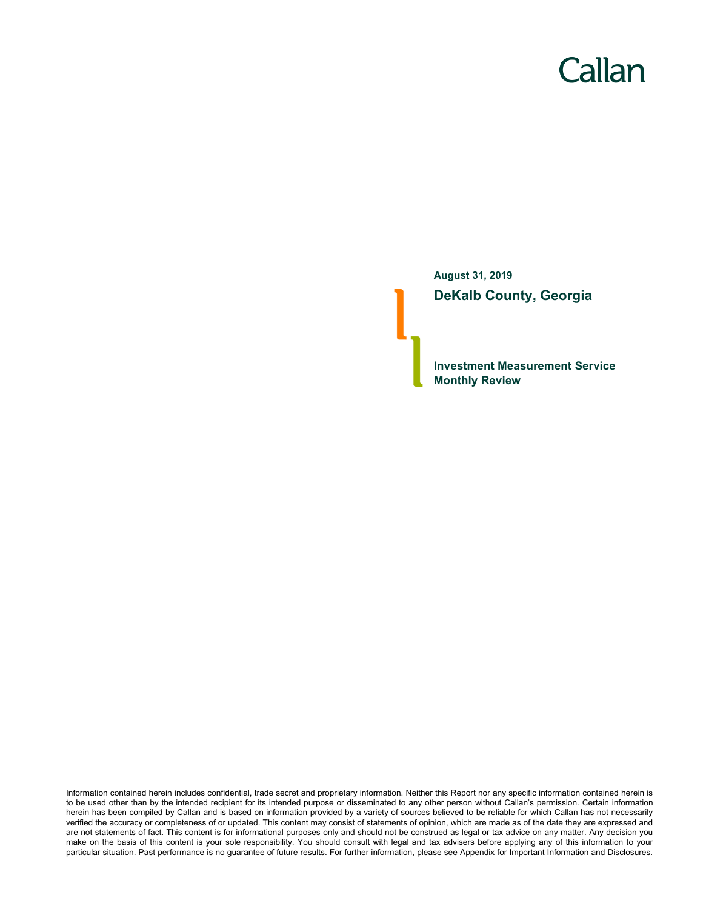Callan

**August 31, 2019**

## DeKalb County, Georgia

**Investment Measurement Service**
**Monthly Review**

Information contained herein includes confidential, trade secret and proprietary information. Neither this Report nor any specific information contained herein is to be used other than by the intended recipient for its intended purpose or disseminated to any other person without Callan's permission. Certain information herein has been compiled by Callan and is based on information provided by a variety of sources believed to be reliable for which Callan has not necessarily verified the accuracy or completeness of or updated. This content may consist of statements of opinion, which are made as of the date they are expressed and are not statements of fact. This content is for informational purposes only and should not be construed as legal or tax advice on any matter. Any decision you make on the basis of this content is your sole responsibility. You should consult with legal and tax advisers before applying any of this information to your particular situation. Past performance is no guarantee of future results. For further information, please see Appendix for Important Information and Disclosures.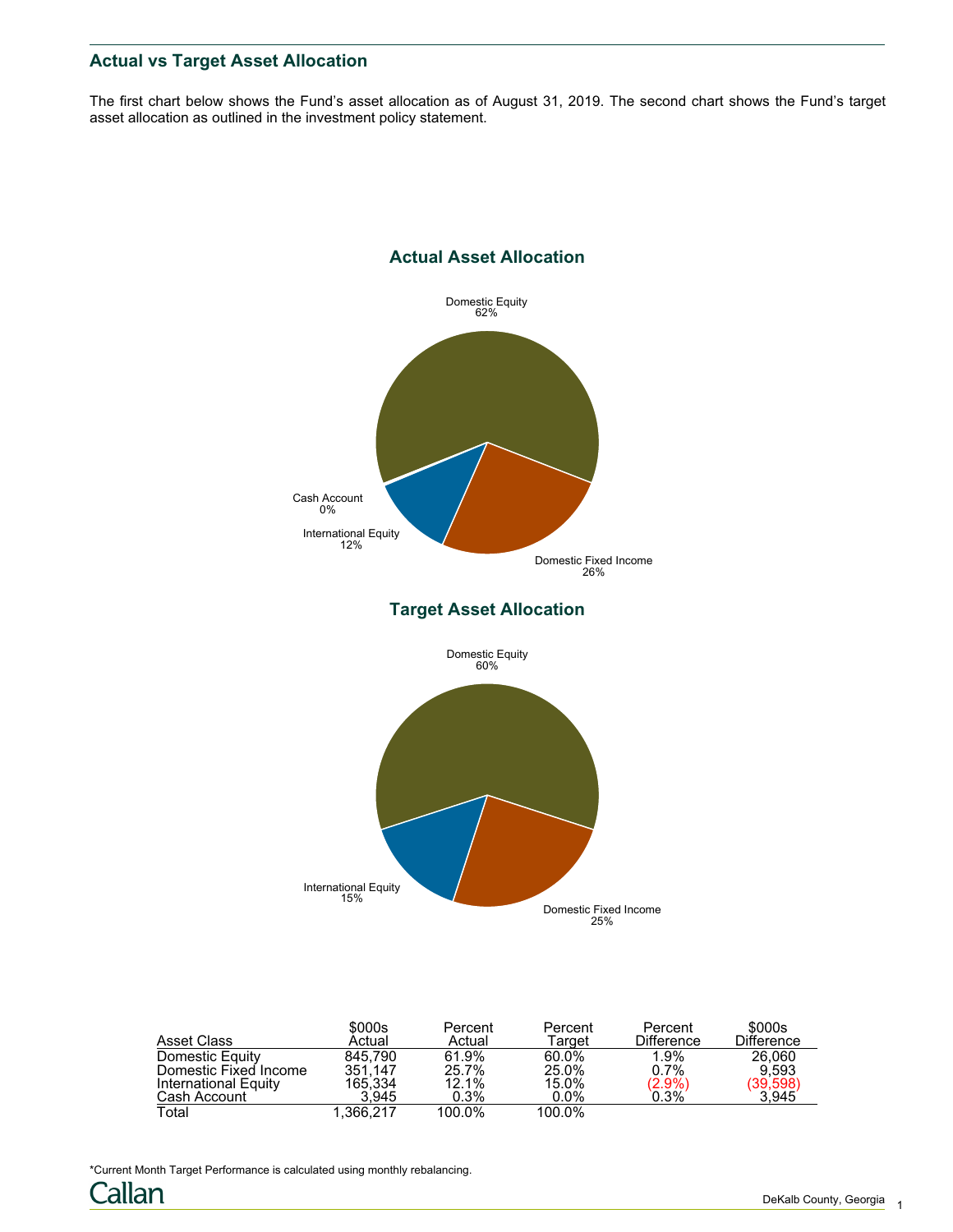## Actual vs Target Asset Allocation

The first chart below shows the Fund's asset allocation as of August 31, 2019. The second chart shows the Fund's target asset allocation as outlined in the investment policy statement.

### Actual Asset Allocation

Domestic Equity 62%

Domestic Fixed Income 26%

International Equity 12%

Cash Account 0%

### Target Asset Allocation

Domestic Equity 60%

Domestic Fixed Income 25%

International Equity 15%

| Asset Class | $000s Actual | Percent Actual | Percent Target | Percent Difference | $000s Difference |
|---|---|---|---|---|---|
| Domestic Equity | 845,790 | 61.9% | 60.0% | 1.9% | 26,060 |
| Domestic Fixed Income | 351,147 | 25.7% | 25.0% | 0.7% | 9,593 |
| International Equity | 165,334 | 12.1% | 15.0% | (2.9%) | (39,598) |
| Cash Account | 3,945 | 0.3% | 0.0% | 0.3% | 3,945 |
| Total | 1,366,217 | 100.0% | 100.0% | | |

*Current Month Target Performance is calculated using monthly rebalancing.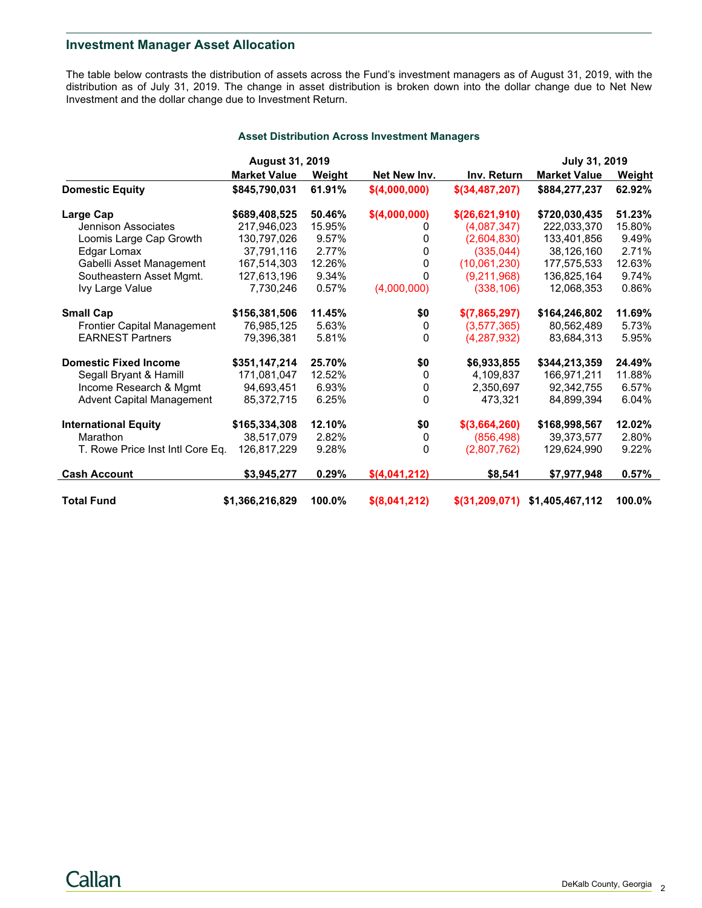## Investment Manager Asset Allocation

The table below contrasts the distribution of assets across the Fund's investment managers as of August 31, 2019, with the distribution as of July 31, 2019. The change in asset distribution is broken down into the dollar change due to Net New Investment and the dollar change due to Investment Return.

### Asset Distribution Across Investment Managers

| | August 31, 2019 | | | | July 31, 2019 | |
|---|---|---|---|---|---|---|
| | **Market Value** | **Weight** | **Net New Inv.** | **Inv. Return** | **Market Value** | **Weight** |
| **Domestic Equity** | **$845,790,031** | **61.91%** | **$(4,000,000)** | **$(34,487,207)** | **$884,277,237** | **62.92%** |
| **Large Cap** | **$689,408,525** | **50.46%** | **$(4,000,000)** | **$(26,621,910)** | **$720,030,435** | **51.23%** |
| Jennison Associates | 217,946,023 | 15.95% | 0 | (4,087,347) | 222,033,370 | 15.80% |
| Loomis Large Cap Growth | 130,797,026 | 9.57% | 0 | (2,604,830) | 133,401,856 | 9.49% |
| Edgar Lomax | 37,791,116 | 2.77% | 0 | (335,044) | 38,126,160 | 2.71% |
| Gabelli Asset Management | 167,514,303 | 12.26% | 0 | (10,061,230) | 177,575,533 | 12.63% |
| Southeastern Asset Mgmt. | 127,613,196 | 9.34% | 0 | (9,211,968) | 136,825,164 | 9.74% |
| Ivy Large Value | 7,730,246 | 0.57% | (4,000,000) | (338,106) | 12,068,353 | 0.86% |
| **Small Cap** | **$156,381,506** | **11.45%** | **$0** | **$(7,865,297)** | **$164,246,802** | **11.69%** |
| Frontier Capital Management | 76,985,125 | 5.63% | 0 | (3,577,365) | 80,562,489 | 5.73% |
| EARNEST Partners | 79,396,381 | 5.81% | 0 | (4,287,932) | 83,684,313 | 5.95% |
| **Domestic Fixed Income** | **$351,147,214** | **25.70%** | **$0** | **$6,933,855** | **$344,213,359** | **24.49%** |
| Segall Bryant & Hamill | 171,081,047 | 12.52% | 0 | 4,109,837 | 166,971,211 | 11.88% |
| Income Research & Mgmt | 94,693,451 | 6.93% | 0 | 2,350,697 | 92,342,755 | 6.57% |
| Advent Capital Management | 85,372,715 | 6.25% | 0 | 473,321 | 84,899,394 | 6.04% |
| **International Equity** | **$165,334,308** | **12.10%** | **$0** | **$(3,664,260)** | **$168,998,567** | **12.02%** |
| Marathon | 38,517,079 | 2.82% | 0 | (856,498) | 39,373,577 | 2.80% |
| T. Rowe Price Inst Intl Core Eq. | 126,817,229 | 9.28% | 0 | (2,807,762) | 129,624,990 | 9.22% |
| **Cash Account** | **$3,945,277** | **0.29%** | **$(4,041,212)** | **$8,541** | **$7,977,948** | **0.57%** |
| **Total Fund** | **$1,366,216,829** | **100.0%** | **$(8,041,212)** | **$(31,209,071)** | **$1,405,467,112** | **100.0%** |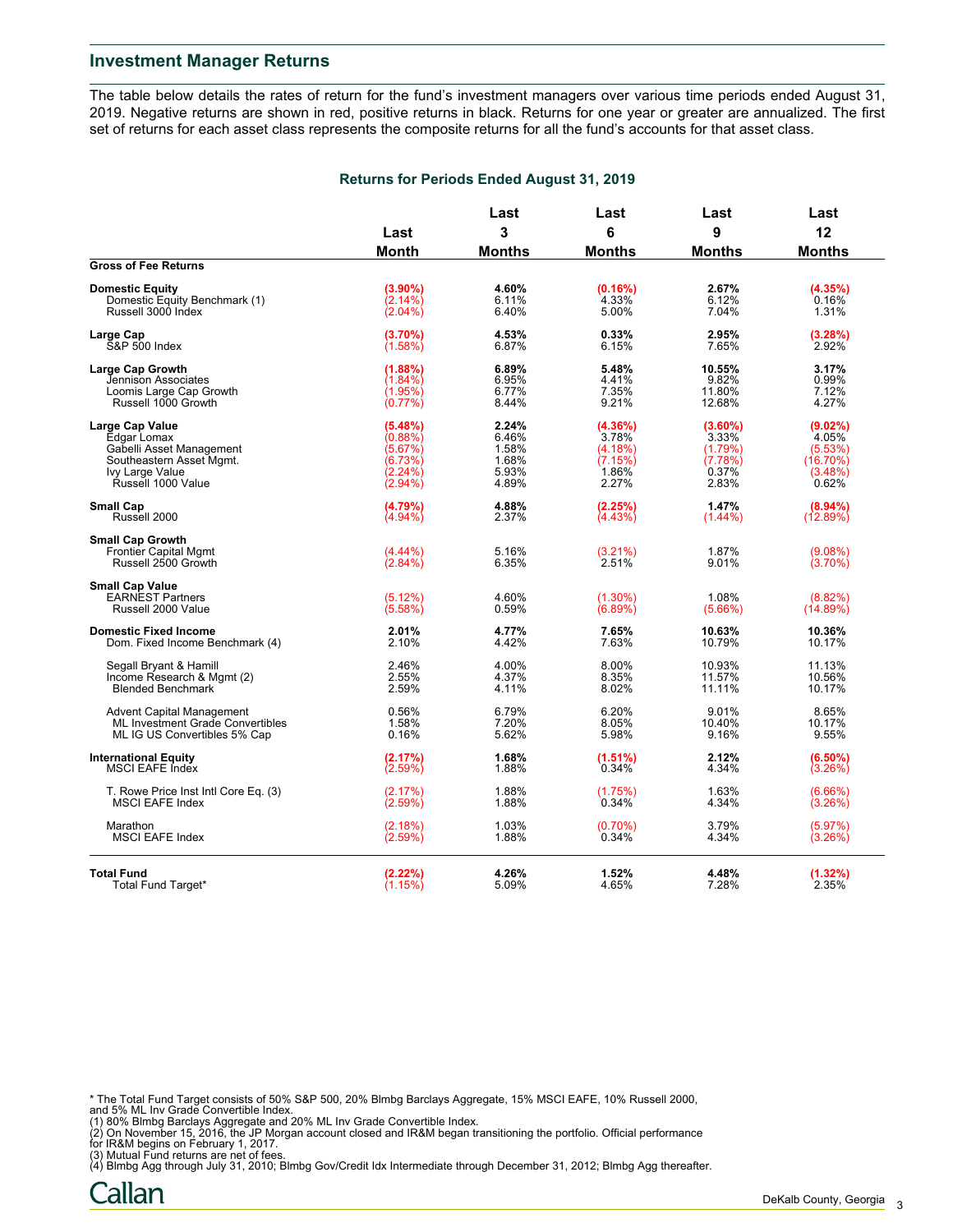## Investment Manager Returns

The table below details the rates of return for the fund's investment managers over various time periods ended August 31, 2019. Negative returns are shown in red, positive returns in black. Returns for one year or greater are annualized. The first set of returns for each asset class represents the composite returns for all the fund's accounts for that asset class.

### Returns for Periods Ended August 31, 2019

| | Last Month | Last 3 Months | Last 6 Months | Last 9 Months | Last 12 Months |
|---|---|---|---|---|---|
| **Gross of Fee Returns** | | | | | |
| **Domestic Equity** | **(3.90%)** | **4.60%** | **(0.16%)** | **2.67%** | **(4.35%)** |
| Domestic Equity Benchmark (1) | (2.14%) | 6.11% | 4.33% | 6.12% | 0.16% |
| Russell 3000 Index | (2.04%) | 6.40% | 5.00% | 7.04% | 1.31% |
| **Large Cap** | **(3.70%)** | **4.53%** | **0.33%** | **2.95%** | **(3.28%)** |
| S&P 500 Index | (1.58%) | 6.87% | 6.15% | 7.65% | 2.92% |
| **Large Cap Growth** | **(1.88%)** | **6.89%** | **5.48%** | **10.55%** | **3.17%** |
| Jennison Associates | (1.84%) | 6.95% | 4.41% | 9.82% | 0.99% |
| Loomis Large Cap Growth | (1.95%) | 6.77% | 7.35% | 11.80% | 7.12% |
| Russell 1000 Growth | (0.77%) | 8.44% | 9.21% | 12.68% | 4.27% |
| **Large Cap Value** | **(5.48%)** | **2.24%** | **(4.36%)** | **(3.60%)** | **(9.02%)** |
| Edgar Lomax | (0.88%) | 6.46% | 3.78% | 3.33% | 4.05% |
| Gabelli Asset Management | (5.67%) | 1.58% | (4.18%) | (1.79%) | (5.53%) |
| Southeastern Asset Mgmt. | (6.73%) | 1.68% | (7.15%) | (7.78%) | (16.70%) |
| Ivy Large Value | (2.24%) | 5.93% | 1.86% | 0.37% | (3.48%) |
| Russell 1000 Value | (2.94%) | 4.89% | 2.27% | 2.83% | 0.62% |
| **Small Cap** | **(4.79%)** | **4.88%** | **(2.25%)** | **1.47%** | **(8.94%)** |
| Russell 2000 | (4.94%) | 2.37% | (4.43%) | (1.44%) | (12.89%) |
| **Small Cap Growth** | | | | | |
| Frontier Capital Mgmt | (4.44%) | 5.16% | (3.21%) | 1.87% | (9.08%) |
| Russell 2500 Growth | (2.84%) | 6.35% | 2.51% | 9.01% | (3.70%) |
| **Small Cap Value** | | | | | |
| EARNEST Partners | (5.12%) | 4.60% | (1.30%) | 1.08% | (8.82%) |
| Russell 2000 Value | (5.58%) | 0.59% | (6.89%) | (5.66%) | (14.89%) |
| **Domestic Fixed Income** | **2.01%** | **4.77%** | **7.65%** | **10.63%** | **10.36%** |
| Dom. Fixed Income Benchmark (4) | 2.10% | 4.42% | 7.63% | 10.79% | 10.17% |
| Segall Bryant & Hamill | 2.46% | 4.00% | 8.00% | 10.93% | 11.13% |
| Income Research & Mgmt (2) | 2.55% | 4.37% | 8.35% | 11.57% | 10.56% |
| Blended Benchmark | 2.59% | 4.11% | 8.02% | 11.11% | 10.17% |
| Advent Capital Management | 0.56% | 6.79% | 6.20% | 9.01% | 8.65% |
| ML Investment Grade Convertibles | 1.58% | 7.20% | 8.05% | 10.40% | 10.17% |
| ML IG US Convertibles 5% Cap | 0.16% | 5.62% | 5.98% | 9.16% | 9.55% |
| **International Equity** | **(2.17%)** | **1.68%** | **(1.51%)** | **2.12%** | **(6.50%)** |
| MSCI EAFE Index | (2.59%) | 1.88% | 0.34% | 4.34% | (3.26%) |
| T. Rowe Price Inst Intl Core Eq. (3) | (2.17%) | 1.88% | (1.75%) | 1.63% | (6.66%) |
| MSCI EAFE Index | (2.59%) | 1.88% | 0.34% | 4.34% | (3.26%) |
| Marathon | (2.18%) | 1.03% | (0.70%) | 3.79% | (5.97%) |
| MSCI EAFE Index | (2.59%) | 1.88% | 0.34% | 4.34% | (3.26%) |
| **Total Fund** | **(2.22%)** | **4.26%** | **1.52%** | **4.48%** | **(1.32%)** |
| Total Fund Target* | (1.15%) | 5.09% | 4.65% | 7.28% | 2.35% |

* The Total Fund Target consists of 50% S&P 500, 20% Blmbg Barclays Aggregate, 15% MSCI EAFE, 10% Russell 2000, and 5% ML Inv Grade Convertible Index.
(1) 80% Blmbg Barclays Aggregate and 20% ML Inv Grade Convertible Index.
(2) On November 15, 2016, the JP Morgan account closed and IR&M began transitioning the portfolio. Official performance for IR&M begins on February 1, 2017.
(3) Mutual Fund returns are net of fees.
(4) Blmbg Agg through July 31, 2010; Blmbg Gov/Credit Idx Intermediate through December 31, 2012; Blmbg Agg thereafter.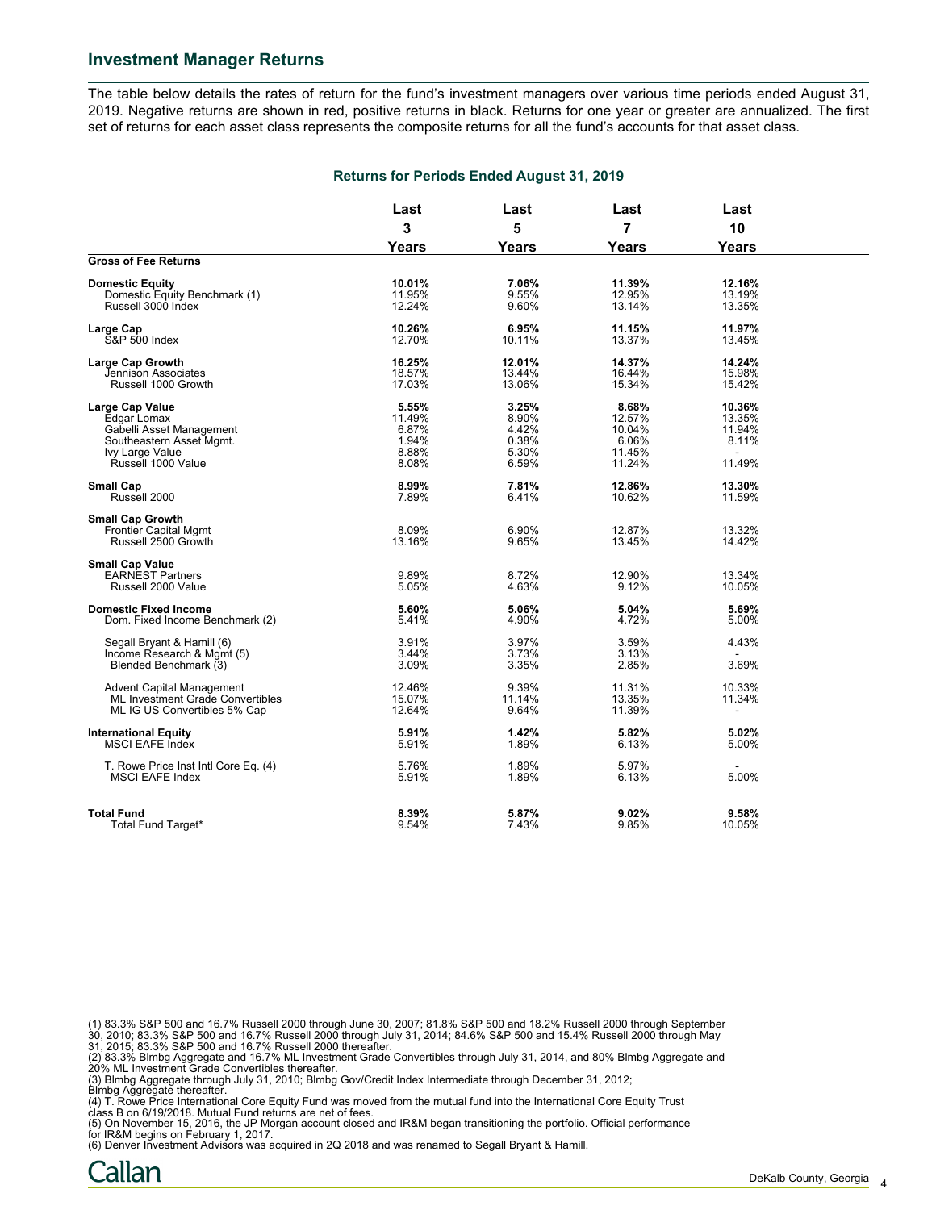## Investment Manager Returns

The table below details the rates of return for the fund's investment managers over various time periods ended August 31, 2019. Negative returns are shown in red, positive returns in black. Returns for one year or greater are annualized. The first set of returns for each asset class represents the composite returns for all the fund's accounts for that asset class.

### Returns for Periods Ended August 31, 2019

| | Last 3 Years | Last 5 Years | Last 7 Years | Last 10 Years |
|---|---|---|---|---|
| **Gross of Fee Returns** | | | | |
| **Domestic Equity** | **10.01%** | **7.06%** | **11.39%** | **12.16%** |
| Domestic Equity Benchmark (1) | 11.95% | 9.55% | 12.95% | 13.19% |
| Russell 3000 Index | 12.24% | 9.60% | 13.14% | 13.35% |
| **Large Cap** | **10.26%** | **6.95%** | **11.15%** | **11.97%** |
| S&P 500 Index | 12.70% | 10.11% | 13.37% | 13.45% |
| **Large Cap Growth** | **16.25%** | **12.01%** | **14.37%** | **14.24%** |
| Jennison Associates | 18.57% | 13.44% | 16.44% | 15.98% |
| Russell 1000 Growth | 17.03% | 13.06% | 15.34% | 15.42% |
| **Large Cap Value** | **5.55%** | **3.25%** | **8.68%** | **10.36%** |
| Edgar Lomax | 11.49% | 8.90% | 12.57% | 13.35% |
| Gabelli Asset Management | 6.87% | 4.42% | 10.04% | 11.94% |
| Southeastern Asset Mgmt. | 1.94% | 0.38% | 6.06% | 8.11% |
| Ivy Large Value | 8.88% | 5.30% | 11.45% | - |
| Russell 1000 Value | 8.08% | 6.59% | 11.24% | 11.49% |
| **Small Cap** | **8.99%** | **7.81%** | **12.86%** | **13.30%** |
| Russell 2000 | 7.89% | 6.41% | 10.62% | 11.59% |
| **Small Cap Growth** | | | | |
| Frontier Capital Mgmt | 8.09% | 6.90% | 12.87% | 13.32% |
| Russell 2500 Growth | 13.16% | 9.65% | 13.45% | 14.42% |
| **Small Cap Value** | | | | |
| EARNEST Partners | 9.89% | 8.72% | 12.90% | 13.34% |
| Russell 2000 Value | 5.05% | 4.63% | 9.12% | 10.05% |
| **Domestic Fixed Income** | **5.60%** | **5.06%** | **5.04%** | **5.69%** |
| Dom. Fixed Income Benchmark (2) | 5.41% | 4.90% | 4.72% | 5.00% |
| Segall Bryant & Hamill (6) | 3.91% | 3.97% | 3.59% | 4.43% |
| Income Research & Mgmt (5) | 3.44% | 3.73% | 3.13% | - |
| Blended Benchmark (3) | 3.09% | 3.35% | 2.85% | 3.69% |
| Advent Capital Management | 12.46% | 9.39% | 11.31% | 10.33% |
| ML Investment Grade Convertibles | 15.07% | 11.14% | 13.35% | 11.34% |
| ML IG US Convertibles 5% Cap | 12.64% | 9.64% | 11.39% | - |
| **International Equity** | **5.91%** | **1.42%** | **5.82%** | **5.02%** |
| MSCI EAFE Index | 5.91% | 1.89% | 6.13% | 5.00% |
| T. Rowe Price Inst Intl Core Eq. (4) | 5.76% | 1.89% | 5.97% | - |
| MSCI EAFE Index | 5.91% | 1.89% | 6.13% | 5.00% |
| **Total Fund** | **8.39%** | **5.87%** | **9.02%** | **9.58%** |
| Total Fund Target* | 9.54% | 7.43% | 9.85% | 10.05% |

(1) 83.3% S&P 500 and 16.7% Russell 2000 through June 30, 2007; 81.8% S&P 500 and 18.2% Russell 2000 through September 30, 2010; 83.3% S&P 500 and 16.7% Russell 2000 through July 31, 2014; 84.6% S&P 500 and 15.4% Russell 2000 through May 31, 2015; 83.3% S&P 500 and 16.7% Russell 2000 thereafter.
(2) 83.3% Blmbg Aggregate and 16.7% ML Investment Grade Convertibles through July 31, 2014, and 80% Blmbg Aggregate and 20% ML Investment Grade Convertibles thereafter.
(3) Blmbg Aggregate through July 31, 2010; Blmbg Gov/Credit Index Intermediate through December 31, 2012; Blmbg Aggregate thereafter.
(4) T. Rowe Price International Core Equity Fund was moved from the mutual fund into the International Core Equity Trust class B on 6/19/2018. Mutual Fund returns are net of fees.
(5) On November 15, 2016, the JP Morgan account closed and IR&M began transitioning the portfolio. Official performance for IR&M begins on February 1, 2017.
(6) Denver Investment Advisors was acquired in 2Q 2018 and was renamed to Segall Bryant & Hamill.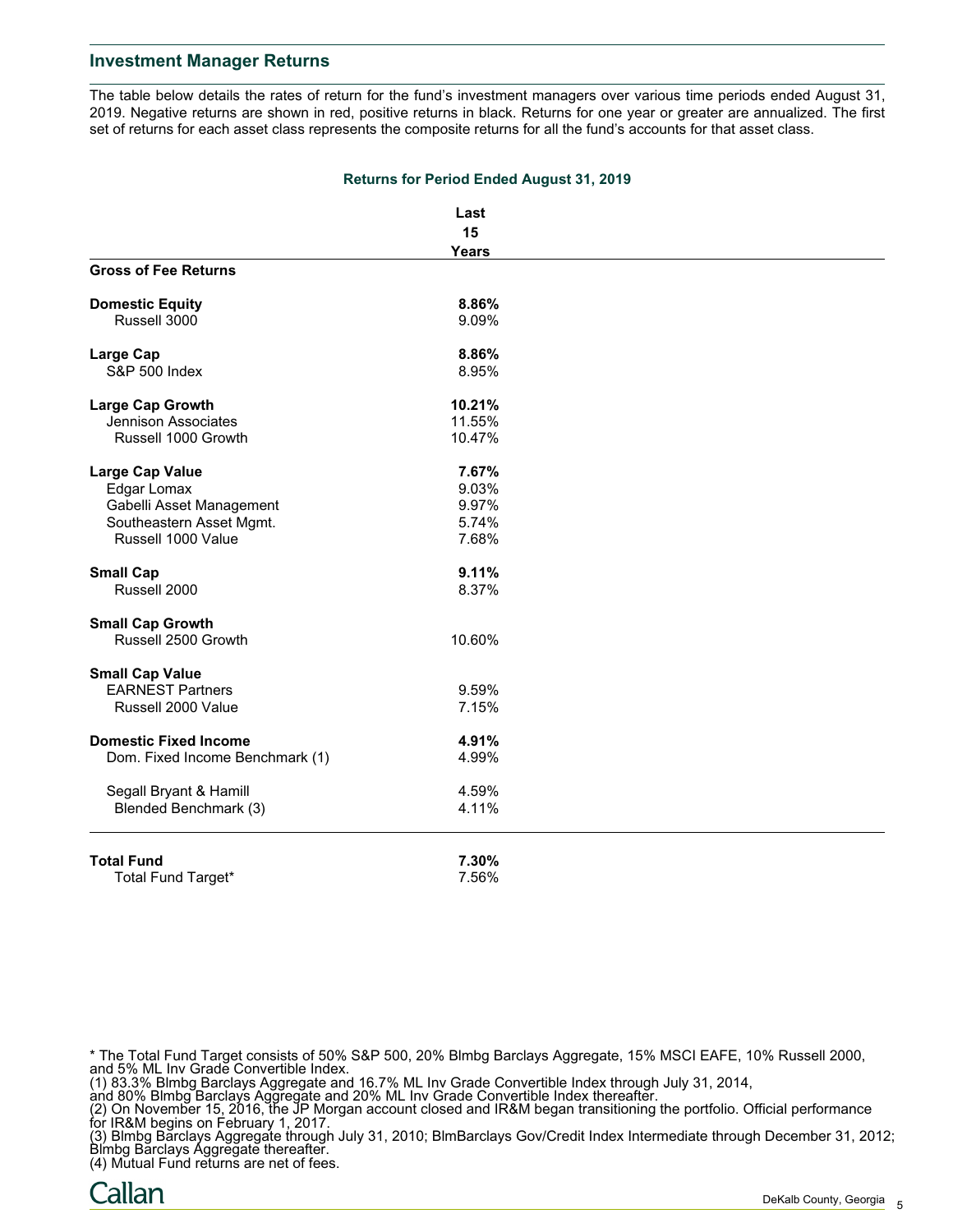## Investment Manager Returns

The table below details the rates of return for the fund's investment managers over various time periods ended August 31, 2019. Negative returns are shown in red, positive returns in black. Returns for one year or greater are annualized. The first set of returns for each asset class represents the composite returns for all the fund's accounts for that asset class.

**Returns for Period Ended August 31, 2019**

| | Last 15 Years |
|---|---|
| **Gross of Fee Returns** | |
| **Domestic Equity** | **8.86%** |
| Russell 3000 | 9.09% |
| **Large Cap** | **8.86%** |
| S&P 500 Index | 8.95% |
| **Large Cap Growth** | **10.21%** |
| Jennison Associates | 11.55% |
| Russell 1000 Growth | 10.47% |
| **Large Cap Value** | **7.67%** |
| Edgar Lomax | 9.03% |
| Gabelli Asset Management | 9.97% |
| Southeastern Asset Mgmt. | 5.74% |
| Russell 1000 Value | 7.68% |
| **Small Cap** | **9.11%** |
| Russell 2000 | 8.37% |
| **Small Cap Growth** | |
| Russell 2500 Growth | 10.60% |
| **Small Cap Value** | |
| EARNEST Partners | 9.59% |
| Russell 2000 Value | 7.15% |
| **Domestic Fixed Income** | **4.91%** |
| Dom. Fixed Income Benchmark (1) | 4.99% |
| Segall Bryant & Hamill | 4.59% |
| Blended Benchmark (3) | 4.11% |
| **Total Fund** | **7.30%** |
| Total Fund Target* | 7.56% |

* The Total Fund Target consists of 50% S&P 500, 20% Blmbg Barclays Aggregate, 15% MSCI EAFE, 10% Russell 2000, and 5% ML Inv Grade Convertible Index.
(1) 83.3% Blmbg Barclays Aggregate and 16.7% ML Inv Grade Convertible Index through July 31, 2014, and 80% Blmbg Barclays Aggregate and 20% ML Inv Grade Convertible Index thereafter.
(2) On November 15, 2016, the JP Morgan account closed and IR&M began transitioning the portfolio. Official performance for IR&M begins on February 1, 2017.
(3) Blmbg Barclays Aggregate through July 31, 2010; BlmBarclays Gov/Credit Index Intermediate through December 31, 2012; Blmbg Barclays Aggregate thereafter.
(4) Mutual Fund returns are net of fees.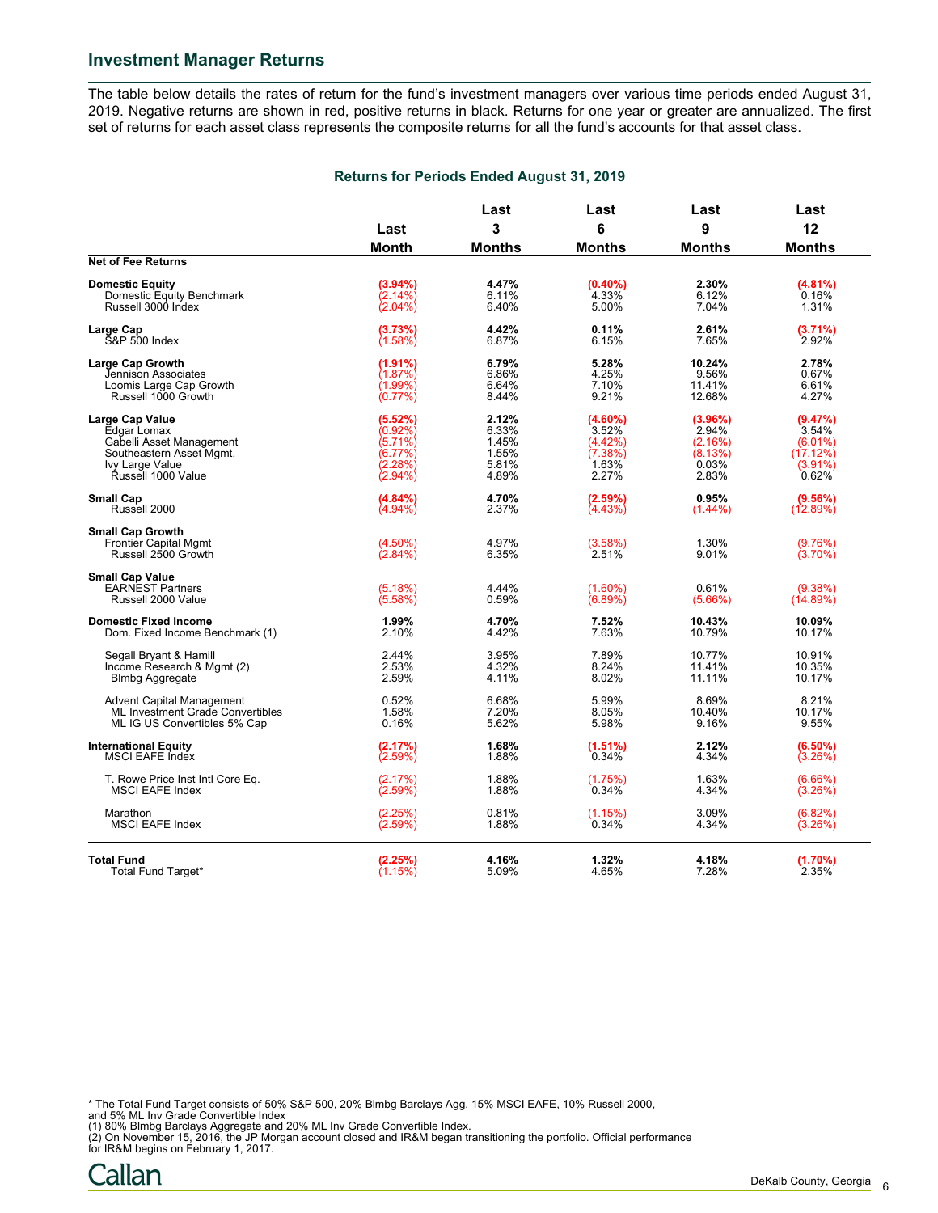## Investment Manager Returns

The table below details the rates of return for the fund's investment managers over various time periods ended August 31, 2019. Negative returns are shown in red, positive returns in black. Returns for one year or greater are annualized. The first set of returns for each asset class represents the composite returns for all the fund's accounts for that asset class.

### Returns for Periods Ended August 31, 2019

| Net of Fee Returns | Last Month | Last 3 Months | Last 6 Months | Last 9 Months | Last 12 Months |
|---|---|---|---|---|---|
| **Domestic Equity** | **(3.94%)** | **4.47%** | **(0.40%)** | **2.30%** | **(4.81%)** |
| Domestic Equity Benchmark | (2.14%) | 6.11% | 4.33% | 6.12% | 0.16% |
| Russell 3000 Index | (2.04%) | 6.40% | 5.00% | 7.04% | 1.31% |
| **Large Cap** | **(3.73%)** | **4.42%** | **0.11%** | **2.61%** | **(3.71%)** |
| S&P 500 Index | (1.58%) | 6.87% | 6.15% | 7.65% | 2.92% |
| **Large Cap Growth** | **(1.91%)** | **6.79%** | **5.28%** | **10.24%** | **2.78%** |
| Jennison Associates | (1.87%) | 6.86% | 4.25% | 9.56% | 0.67% |
| Loomis Large Cap Growth | (1.99%) | 6.64% | 7.10% | 11.41% | 6.61% |
| Russell 1000 Growth | (0.77%) | 8.44% | 9.21% | 12.68% | 4.27% |
| **Large Cap Value** | **(5.52%)** | **2.12%** | **(4.60%)** | **(3.96%)** | **(9.47%)** |
| Edgar Lomax | (0.92%) | 6.33% | 3.52% | 2.94% | 3.54% |
| Gabelli Asset Management | (5.71%) | 1.45% | (4.42%) | (2.16%) | (6.01%) |
| Southeastern Asset Mgmt. | (6.77%) | 1.55% | (7.38%) | (8.13%) | (17.12%) |
| Ivy Large Value | (2.28%) | 5.81% | 1.63% | 0.03% | (3.91%) |
| Russell 1000 Value | (2.94%) | 4.89% | 2.27% | 2.83% | 0.62% |
| **Small Cap** | **(4.84%)** | **4.70%** | **(2.59%)** | **0.95%** | **(9.56%)** |
| Russell 2000 | (4.94%) | 2.37% | (4.43%) | (1.44%) | (12.89%) |
| **Small Cap Growth** | | | | | |
| Frontier Capital Mgmt | (4.50%) | 4.97% | (3.58%) | 1.30% | (9.76%) |
| Russell 2500 Growth | (2.84%) | 6.35% | 2.51% | 9.01% | (3.70%) |
| **Small Cap Value** | | | | | |
| EARNEST Partners | (5.18%) | 4.44% | (1.60%) | 0.61% | (9.38%) |
| Russell 2000 Value | (5.58%) | 0.59% | (6.89%) | (5.66%) | (14.89%) |
| **Domestic Fixed Income** | **1.99%** | **4.70%** | **7.52%** | **10.43%** | **10.09%** |
| Dom. Fixed Income Benchmark (1) | 2.10% | 4.42% | 7.63% | 10.79% | 10.17% |
| Segall Bryant & Hamill | 2.44% | 3.95% | 7.89% | 10.77% | 10.91% |
| Income Research & Mgmt (2) | 2.53% | 4.32% | 8.24% | 11.41% | 10.35% |
| Blmbg Aggregate | 2.59% | 4.11% | 8.02% | 11.11% | 10.17% |
| Advent Capital Management | 0.52% | 6.68% | 5.99% | 8.69% | 8.21% |
| ML Investment Grade Convertibles | 1.58% | 7.20% | 8.05% | 10.40% | 10.17% |
| ML IG US Convertibles 5% Cap | 0.16% | 5.62% | 5.98% | 9.16% | 9.55% |
| **International Equity** | **(2.17%)** | **1.68%** | **(1.51%)** | **2.12%** | **(6.50%)** |
| MSCI EAFE Index | (2.59%) | 1.88% | 0.34% | 4.34% | (3.26%) |
| T. Rowe Price Inst Intl Core Eq. | (2.17%) | 1.88% | (1.75%) | 1.63% | (6.66%) |
| MSCI EAFE Index | (2.59%) | 1.88% | 0.34% | 4.34% | (3.26%) |
| Marathon | (2.25%) | 0.81% | (1.15%) | 3.09% | (6.82%) |
| MSCI EAFE Index | (2.59%) | 1.88% | 0.34% | 4.34% | (3.26%) |
| **Total Fund** | **(2.25%)** | **4.16%** | **1.32%** | **4.18%** | **(1.70%)** |
| Total Fund Target* | (1.15%) | 5.09% | 4.65% | 7.28% | 2.35% |

* The Total Fund Target consists of 50% S&P 500, 20% Blmbg Barclays Agg, 15% MSCI EAFE, 10% Russell 2000, and 5% ML Inv Grade Convertible Index

(1) 80% Blmbg Barclays Aggregate and 20% ML Inv Grade Convertible Index.

(2) On November 15, 2016, the JP Morgan account closed and IR&M began transitioning the portfolio. Official performance for IR&M begins on February 1, 2017.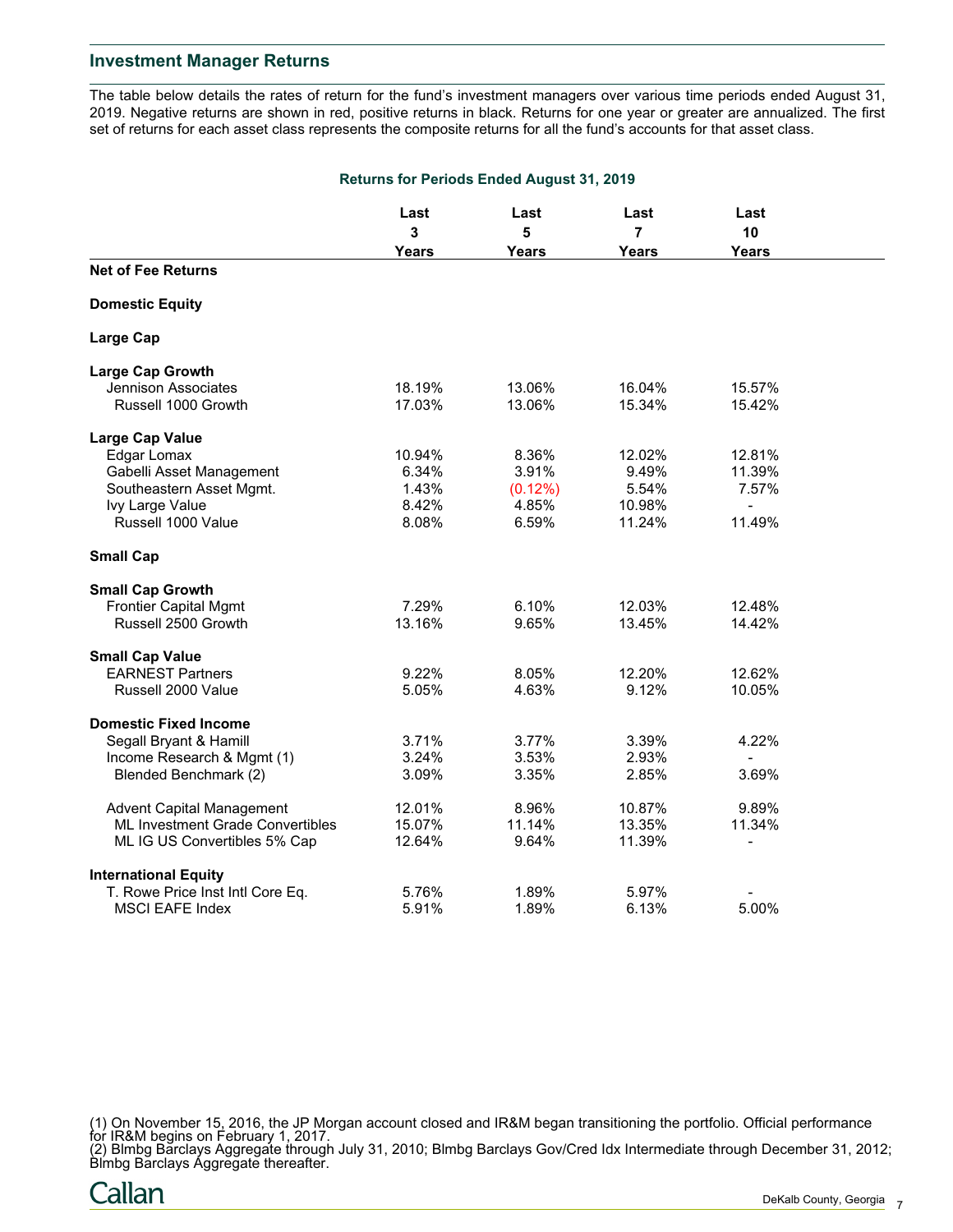## Investment Manager Returns

The table below details the rates of return for the fund's investment managers over various time periods ended August 31, 2019. Negative returns are shown in red, positive returns in black. Returns for one year or greater are annualized. The first set of returns for each asset class represents the composite returns for all the fund's accounts for that asset class.

**Returns for Periods Ended August 31, 2019**

| | Last 3 Years | Last 5 Years | Last 7 Years | Last 10 Years |
|---|---|---|---|---|
| **Net of Fee Returns** | | | | |
| **Domestic Equity** | | | | |
| **Large Cap** | | | | |
| **Large Cap Growth** | | | | |
| Jennison Associates | 18.19% | 13.06% | 16.04% | 15.57% |
| Russell 1000 Growth | 17.03% | 13.06% | 15.34% | 15.42% |
| **Large Cap Value** | | | | |
| Edgar Lomax | 10.94% | 8.36% | 12.02% | 12.81% |
| Gabelli Asset Management | 6.34% | 3.91% | 9.49% | 11.39% |
| Southeastern Asset Mgmt. | 1.43% | (0.12%) | 5.54% | 7.57% |
| Ivy Large Value | 8.42% | 4.85% | 10.98% | - |
| Russell 1000 Value | 8.08% | 6.59% | 11.24% | 11.49% |
| **Small Cap** | | | | |
| **Small Cap Growth** | | | | |
| Frontier Capital Mgmt | 7.29% | 6.10% | 12.03% | 12.48% |
| Russell 2500 Growth | 13.16% | 9.65% | 13.45% | 14.42% |
| **Small Cap Value** | | | | |
| EARNEST Partners | 9.22% | 8.05% | 12.20% | 12.62% |
| Russell 2000 Value | 5.05% | 4.63% | 9.12% | 10.05% |
| **Domestic Fixed Income** | | | | |
| Segall Bryant & Hamill | 3.71% | 3.77% | 3.39% | 4.22% |
| Income Research & Mgmt (1) | 3.24% | 3.53% | 2.93% | - |
| Blended Benchmark (2) | 3.09% | 3.35% | 2.85% | 3.69% |
| Advent Capital Management | 12.01% | 8.96% | 10.87% | 9.89% |
| ML Investment Grade Convertibles | 15.07% | 11.14% | 13.35% | 11.34% |
| ML IG US Convertibles 5% Cap | 12.64% | 9.64% | 11.39% | - |
| **International Equity** | | | | |
| T. Rowe Price Inst Intl Core Eq. | 5.76% | 1.89% | 5.97% | - |
| MSCI EAFE Index | 5.91% | 1.89% | 6.13% | 5.00% |

(1) On November 15, 2016, the JP Morgan account closed and IR&M began transitioning the portfolio. Official performance for IR&M begins on February 1, 2017.
(2) Blmbg Barclays Aggregate through July 31, 2010; Blmbg Barclays Gov/Cred Idx Intermediate through December 31, 2012; Blmbg Barclays Aggregate thereafter.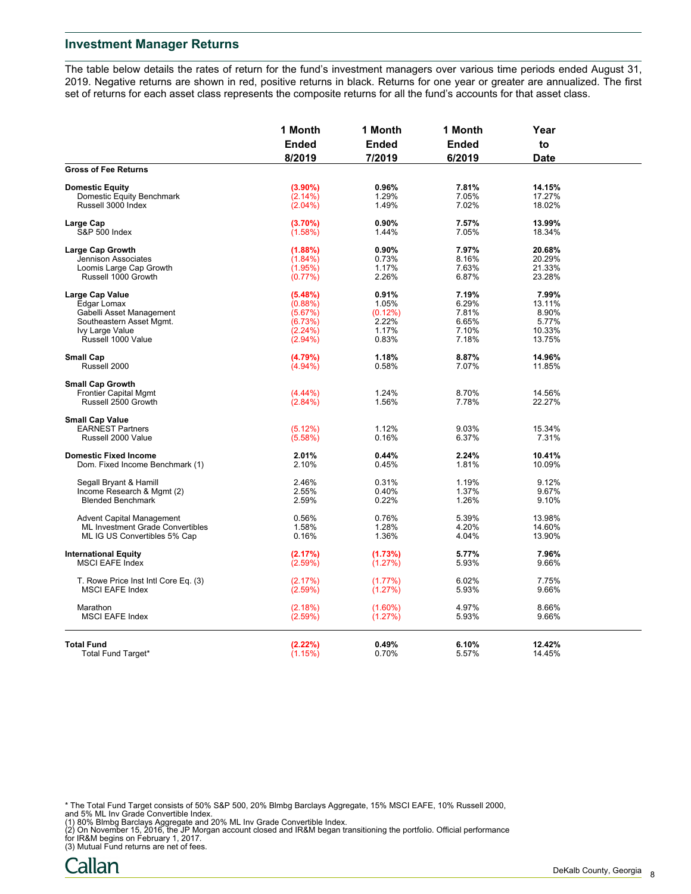## Investment Manager Returns

The table below details the rates of return for the fund's investment managers over various time periods ended August 31, 2019. Negative returns are shown in red, positive returns in black. Returns for one year or greater are annualized. The first set of returns for each asset class represents the composite returns for all the fund's accounts for that asset class.

| | 1 Month Ended 8/2019 | 1 Month Ended 7/2019 | 1 Month Ended 6/2019 | Year to Date |
|---|---|---|---|---|
| **Gross of Fee Returns** | | | | |
| **Domestic Equity** | **(3.90%)** | **0.96%** | **7.81%** | **14.15%** |
| Domestic Equity Benchmark | (2.14%) | 1.29% | 7.05% | 17.27% |
| Russell 3000 Index | (2.04%) | 1.49% | 7.02% | 18.02% |
| **Large Cap** | **(3.70%)** | **0.90%** | **7.57%** | **13.99%** |
| S&P 500 Index | (1.58%) | 1.44% | 7.05% | 18.34% |
| **Large Cap Growth** | **(1.88%)** | **0.90%** | **7.97%** | **20.68%** |
| Jennison Associates | (1.84%) | 0.73% | 8.16% | 20.29% |
| Loomis Large Cap Growth | (1.95%) | 1.17% | 7.63% | 21.33% |
| Russell 1000 Growth | (0.77%) | 2.26% | 6.87% | 23.28% |
| **Large Cap Value** | **(5.48%)** | **0.91%** | **7.19%** | **7.99%** |
| Edgar Lomax | (0.88%) | 1.05% | 6.29% | 13.11% |
| Gabelli Asset Management | (5.67%) | (0.12%) | 7.81% | 8.90% |
| Southeastern Asset Mgmt. | (6.73%) | 2.22% | 6.65% | 5.77% |
| Ivy Large Value | (2.24%) | 1.17% | 7.10% | 10.33% |
| Russell 1000 Value | (2.94%) | 0.83% | 7.18% | 13.75% |
| **Small Cap** | **(4.79%)** | **1.18%** | **8.87%** | **14.96%** |
| Russell 2000 | (4.94%) | 0.58% | 7.07% | 11.85% |
| **Small Cap Growth** | | | | |
| Frontier Capital Mgmt | (4.44%) | 1.24% | 8.70% | 14.56% |
| Russell 2500 Growth | (2.84%) | 1.56% | 7.78% | 22.27% |
| **Small Cap Value** | | | | |
| EARNEST Partners | (5.12%) | 1.12% | 9.03% | 15.34% |
| Russell 2000 Value | (5.58%) | 0.16% | 6.37% | 7.31% |
| **Domestic Fixed Income** | **2.01%** | **0.44%** | **2.24%** | **10.41%** |
| Dom. Fixed Income Benchmark (1) | 2.10% | 0.45% | 1.81% | 10.09% |
| Segall Bryant & Hamill | 2.46% | 0.31% | 1.19% | 9.12% |
| Income Research & Mgmt (2) | 2.55% | 0.40% | 1.37% | 9.67% |
| Blended Benchmark | 2.59% | 0.22% | 1.26% | 9.10% |
| Advent Capital Management | 0.56% | 0.76% | 5.39% | 13.98% |
| ML Investment Grade Convertibles | 1.58% | 1.28% | 4.20% | 14.60% |
| ML IG US Convertibles 5% Cap | 0.16% | 1.36% | 4.04% | 13.90% |
| **International Equity** | **(2.17%)** | **(1.73%)** | **5.77%** | **7.96%** |
| MSCI EAFE Index | (2.59%) | (1.27%) | 5.93% | 9.66% |
| T. Rowe Price Inst Intl Core Eq. (3) | (2.17%) | (1.77%) | 6.02% | 7.75% |
| MSCI EAFE Index | (2.59%) | (1.27%) | 5.93% | 9.66% |
| Marathon | (2.18%) | (1.60%) | 4.97% | 8.66% |
| MSCI EAFE Index | (2.59%) | (1.27%) | 5.93% | 9.66% |
| **Total Fund** | **(2.22%)** | **0.49%** | **6.10%** | **12.42%** |
| Total Fund Target* | (1.15%) | 0.70% | 5.57% | 14.45% |

* The Total Fund Target consists of 50% S&P 500, 20% Blmbg Barclays Aggregate, 15% MSCI EAFE, 10% Russell 2000, and 5% ML Inv Grade Convertible Index.
(1) 80% Blmbg Barclays Aggregate and 20% ML Inv Grade Convertible Index.
(2) On November 15, 2016, the JP Morgan account closed and IR&M began transitioning the portfolio. Official performance for IR&M begins on February 1, 2017.
(3) Mutual Fund returns are net of fees.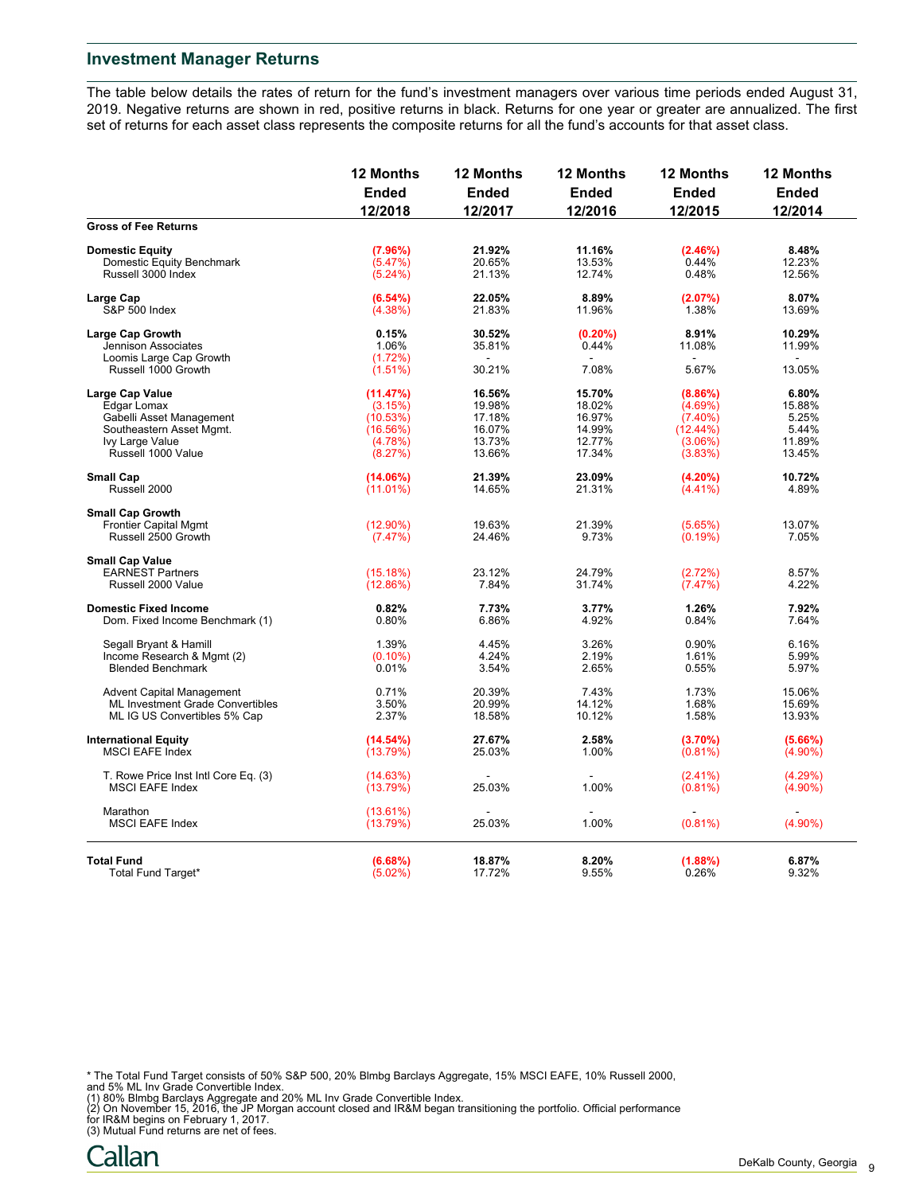## Investment Manager Returns

The table below details the rates of return for the fund's investment managers over various time periods ended August 31, 2019. Negative returns are shown in red, positive returns in black. Returns for one year or greater are annualized. The first set of returns for each asset class represents the composite returns for all the fund's accounts for that asset class.

| | 12 Months Ended 12/2018 | 12 Months Ended 12/2017 | 12 Months Ended 12/2016 | 12 Months Ended 12/2015 | 12 Months Ended 12/2014 |
|---|---|---|---|---|---|
| **Gross of Fee Returns** | | | | | |
| **Domestic Equity** | **(7.96%)** | **21.92%** | **11.16%** | **(2.46%)** | **8.48%** |
| Domestic Equity Benchmark | (5.47%) | 20.65% | 13.53% | 0.44% | 12.23% |
| Russell 3000 Index | (5.24%) | 21.13% | 12.74% | 0.48% | 12.56% |
| **Large Cap** | **(6.54%)** | **22.05%** | **8.89%** | **(2.07%)** | **8.07%** |
| S&P 500 Index | (4.38%) | 21.83% | 11.96% | 1.38% | 13.69% |
| **Large Cap Growth** | **0.15%** | **30.52%** | **(0.20%)** | **8.91%** | **10.29%** |
| Jennison Associates | 1.06% | 35.81% | 0.44% | 11.08% | 11.99% |
| Loomis Large Cap Growth | (1.72%) | - | - | - | - |
| Russell 1000 Growth | (1.51%) | 30.21% | 7.08% | 5.67% | 13.05% |
| **Large Cap Value** | **(11.47%)** | **16.56%** | **15.70%** | **(8.86%)** | **6.80%** |
| Edgar Lomax | (3.15%) | 19.98% | 18.02% | (4.69%) | 15.88% |
| Gabelli Asset Management | (10.53%) | 17.18% | 16.97% | (7.40%) | 5.25% |
| Southeastern Asset Mgmt. | (16.56%) | 16.07% | 14.99% | (12.44%) | 5.44% |
| Ivy Large Value | (4.78%) | 13.73% | 12.77% | (3.06%) | 11.89% |
| Russell 1000 Value | (8.27%) | 13.66% | 17.34% | (3.83%) | 13.45% |
| **Small Cap** | **(14.06%)** | **21.39%** | **23.09%** | **(4.20%)** | **10.72%** |
| Russell 2000 | (11.01%) | 14.65% | 21.31% | (4.41%) | 4.89% |
| **Small Cap Growth** | | | | | |
| Frontier Capital Mgmt | (12.90%) | 19.63% | 21.39% | (5.65%) | 13.07% |
| Russell 2500 Growth | (7.47%) | 24.46% | 9.73% | (0.19%) | 7.05% |
| **Small Cap Value** | | | | | |
| EARNEST Partners | (15.18%) | 23.12% | 24.79% | (2.72%) | 8.57% |
| Russell 2000 Value | (12.86%) | 7.84% | 31.74% | (7.47%) | 4.22% |
| **Domestic Fixed Income** | **0.82%** | **7.73%** | **3.77%** | **1.26%** | **7.92%** |
| Dom. Fixed Income Benchmark (1) | 0.80% | 6.86% | 4.92% | 0.84% | 7.64% |
| Segall Bryant & Hamill | 1.39% | 4.45% | 3.26% | 0.90% | 6.16% |
| Income Research & Mgmt (2) | (0.10%) | 4.24% | 2.19% | 1.61% | 5.99% |
| Blended Benchmark | 0.01% | 3.54% | 2.65% | 0.55% | 5.97% |
| Advent Capital Management | 0.71% | 20.39% | 7.43% | 1.73% | 15.06% |
| ML Investment Grade Convertibles | 3.50% | 20.99% | 14.12% | 1.68% | 15.69% |
| ML IG US Convertibles 5% Cap | 2.37% | 18.58% | 10.12% | 1.58% | 13.93% |
| **International Equity** | **(14.54%)** | **27.67%** | **2.58%** | **(3.70%)** | **(5.66%)** |
| MSCI EAFE Index | (13.79%) | 25.03% | 1.00% | (0.81%) | (4.90%) |
| T. Rowe Price Inst Intl Core Eq. (3) | (14.63%) | - | - | (2.41%) | (4.29%) |
| MSCI EAFE Index | (13.79%) | 25.03% | 1.00% | (0.81%) | (4.90%) |
| Marathon | (13.61%) | - | - | - | - |
| MSCI EAFE Index | (13.79%) | 25.03% | 1.00% | (0.81%) | (4.90%) |
| **Total Fund** | **(6.68%)** | **18.87%** | **8.20%** | **(1.88%)** | **6.87%** |
| Total Fund Target* | (5.02%) | 17.72% | 9.55% | 0.26% | 9.32% |

\* The Total Fund Target consists of 50% S&P 500, 20% Blmbg Barclays Aggregate, 15% MSCI EAFE, 10% Russell 2000, and 5% ML Inv Grade Convertible Index.
(1) 80% Blmbg Barclays Aggregate and 20% ML Inv Grade Convertible Index.
(2) On November 15, 2016, the JP Morgan account closed and IR&M began transitioning the portfolio. Official performance for IR&M begins on February 1, 2017.
(3) Mutual Fund returns are net of fees.